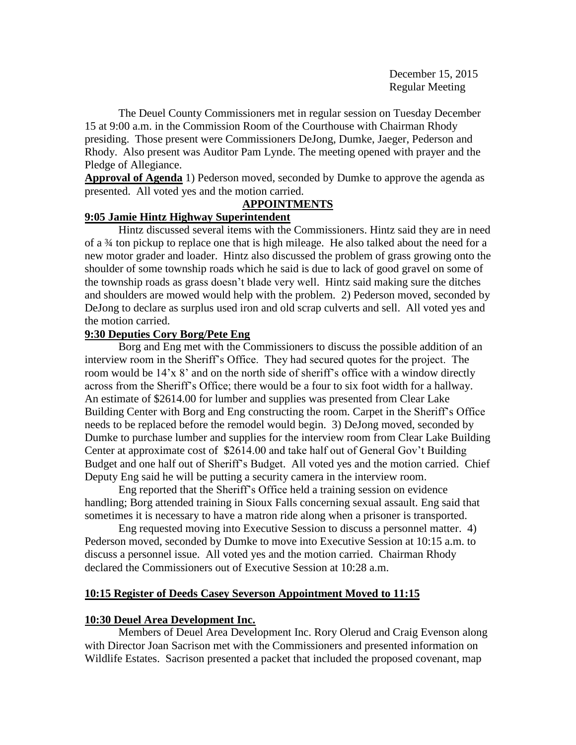December 15, 2015
Regular Meeting

The Deuel County Commissioners met in regular session on Tuesday December 15 at 9:00 a.m. in the Commission Room of the Courthouse with Chairman Rhody presiding. Those present were Commissioners DeJong, Dumke, Jaeger, Pederson and Rhody. Also present was Auditor Pam Lynde. The meeting opened with prayer and the Pledge of Allegiance.

**Approval of Agenda** 1) Pederson moved, seconded by Dumke to approve the agenda as presented. All voted yes and the motion carried.

## APPOINTMENTS

### 9:05 Jamie Hintz Highway Superintendent

Hintz discussed several items with the Commissioners. Hintz said they are in need of a ¾ ton pickup to replace one that is high mileage. He also talked about the need for a new motor grader and loader. Hintz also discussed the problem of grass growing onto the shoulder of some township roads which he said is due to lack of good gravel on some of the township roads as grass doesn't blade very well. Hintz said making sure the ditches and shoulders are mowed would help with the problem. 2) Pederson moved, seconded by DeJong to declare as surplus used iron and old scrap culverts and sell. All voted yes and the motion carried.

### 9:30 Deputies Cory Borg/Pete Eng

Borg and Eng met with the Commissioners to discuss the possible addition of an interview room in the Sheriff's Office. They had secured quotes for the project. The room would be 14'x 8' and on the north side of sheriff's office with a window directly across from the Sheriff's Office; there would be a four to six foot width for a hallway. An estimate of $2614.00 for lumber and supplies was presented from Clear Lake Building Center with Borg and Eng constructing the room. Carpet in the Sheriff's Office needs to be replaced before the remodel would begin. 3) DeJong moved, seconded by Dumke to purchase lumber and supplies for the interview room from Clear Lake Building Center at approximate cost of $2614.00 and take half out of General Gov't Building Budget and one half out of Sheriff's Budget. All voted yes and the motion carried. Chief Deputy Eng said he will be putting a security camera in the interview room.

Eng reported that the Sheriff's Office held a training session on evidence handling; Borg attended training in Sioux Falls concerning sexual assault. Eng said that sometimes it is necessary to have a matron ride along when a prisoner is transported.

Eng requested moving into Executive Session to discuss a personnel matter. 4) Pederson moved, seconded by Dumke to move into Executive Session at 10:15 a.m. to discuss a personnel issue. All voted yes and the motion carried. Chairman Rhody declared the Commissioners out of Executive Session at 10:28 a.m.

### 10:15 Register of Deeds Casey Severson Appointment Moved to 11:15

### 10:30 Deuel Area Development Inc.

Members of Deuel Area Development Inc. Rory Olerud and Craig Evenson along with Director Joan Sacrison met with the Commissioners and presented information on Wildlife Estates. Sacrison presented a packet that included the proposed covenant, map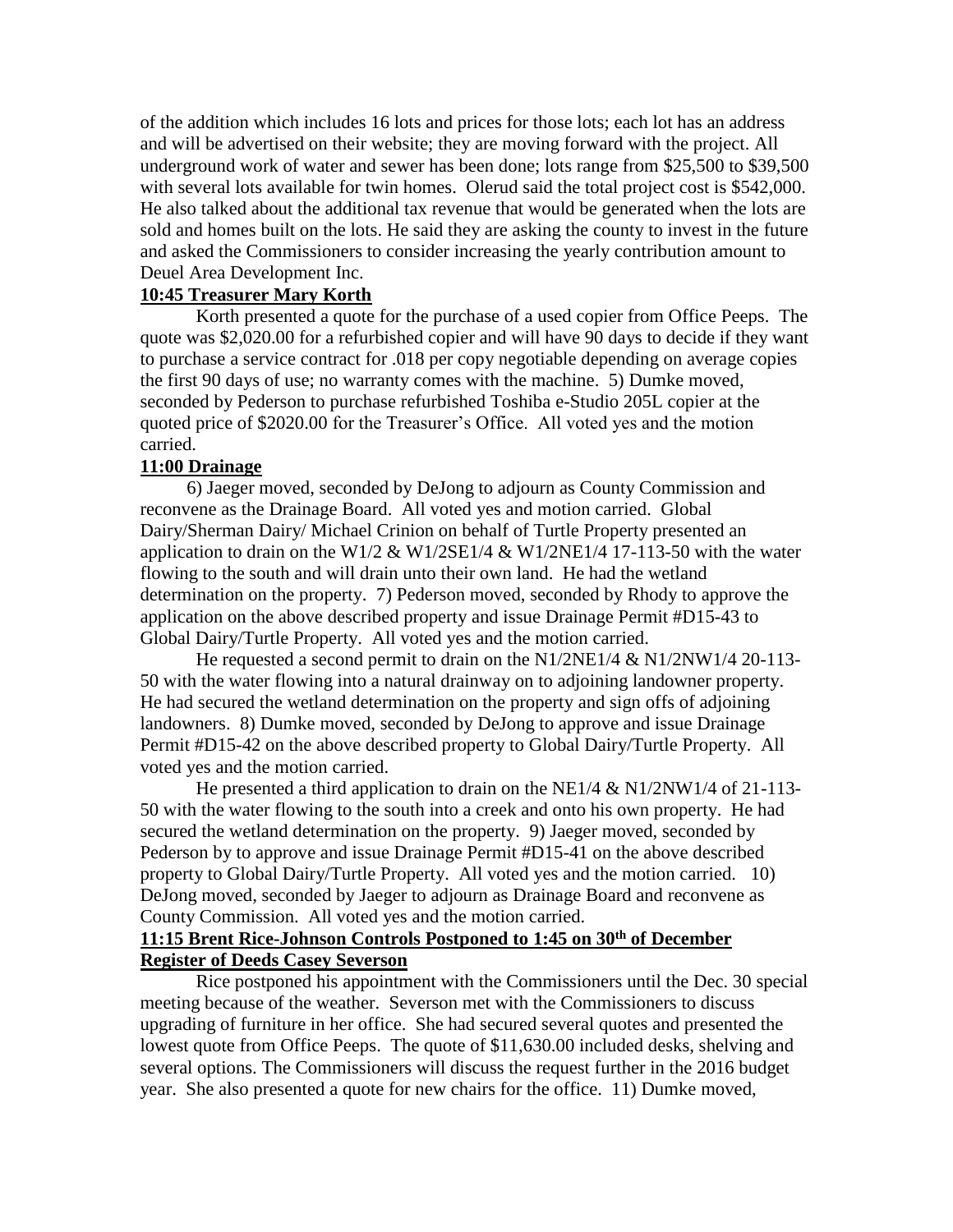of the addition which includes 16 lots and prices for those lots; each lot has an address and will be advertised on their website; they are moving forward with the project. All underground work of water and sewer has been done; lots range from $25,500 to $39,500 with several lots available for twin homes. Olerud said the total project cost is $542,000. He also talked about the additional tax revenue that would be generated when the lots are sold and homes built on the lots. He said they are asking the county to invest in the future and asked the Commissioners to consider increasing the yearly contribution amount to Deuel Area Development Inc.

**10:45 Treasurer Mary Korth**

Korth presented a quote for the purchase of a used copier from Office Peeps. The quote was $2,020.00 for a refurbished copier and will have 90 days to decide if they want to purchase a service contract for .018 per copy negotiable depending on average copies the first 90 days of use; no warranty comes with the machine. 5) Dumke moved, seconded by Pederson to purchase refurbished Toshiba e-Studio 205L copier at the quoted price of $2020.00 for the Treasurer's Office. All voted yes and the motion carried.

**11:00 Drainage**

6) Jaeger moved, seconded by DeJong to adjourn as County Commission and reconvene as the Drainage Board. All voted yes and motion carried. Global Dairy/Sherman Dairy/ Michael Crinion on behalf of Turtle Property presented an application to drain on the W1/2 & W1/2SE1/4 & W1/2NE1/4 17-113-50 with the water flowing to the south and will drain unto their own land. He had the wetland determination on the property. 7) Pederson moved, seconded by Rhody to approve the application on the above described property and issue Drainage Permit #D15-43 to Global Dairy/Turtle Property. All voted yes and the motion carried.

He requested a second permit to drain on the N1/2NE1/4 & N1/2NW1/4 20-113-50 with the water flowing into a natural drainway on to adjoining landowner property. He had secured the wetland determination on the property and sign offs of adjoining landowners. 8) Dumke moved, seconded by DeJong to approve and issue Drainage Permit #D15-42 on the above described property to Global Dairy/Turtle Property. All voted yes and the motion carried.

He presented a third application to drain on the NE1/4 & N1/2NW1/4 of 21-113-50 with the water flowing to the south into a creek and onto his own property. He had secured the wetland determination on the property. 9) Jaeger moved, seconded by Pederson by to approve and issue Drainage Permit #D15-41 on the above described property to Global Dairy/Turtle Property. All voted yes and the motion carried. 10) DeJong moved, seconded by Jaeger to adjourn as Drainage Board and reconvene as County Commission. All voted yes and the motion carried.

**11:15 Brent Rice-Johnson Controls Postponed to 1:45 on 30th of December**
**Register of Deeds Casey Severson**

Rice postponed his appointment with the Commissioners until the Dec. 30 special meeting because of the weather. Severson met with the Commissioners to discuss upgrading of furniture in her office. She had secured several quotes and presented the lowest quote from Office Peeps. The quote of $11,630.00 included desks, shelving and several options. The Commissioners will discuss the request further in the 2016 budget year. She also presented a quote for new chairs for the office. 11) Dumke moved,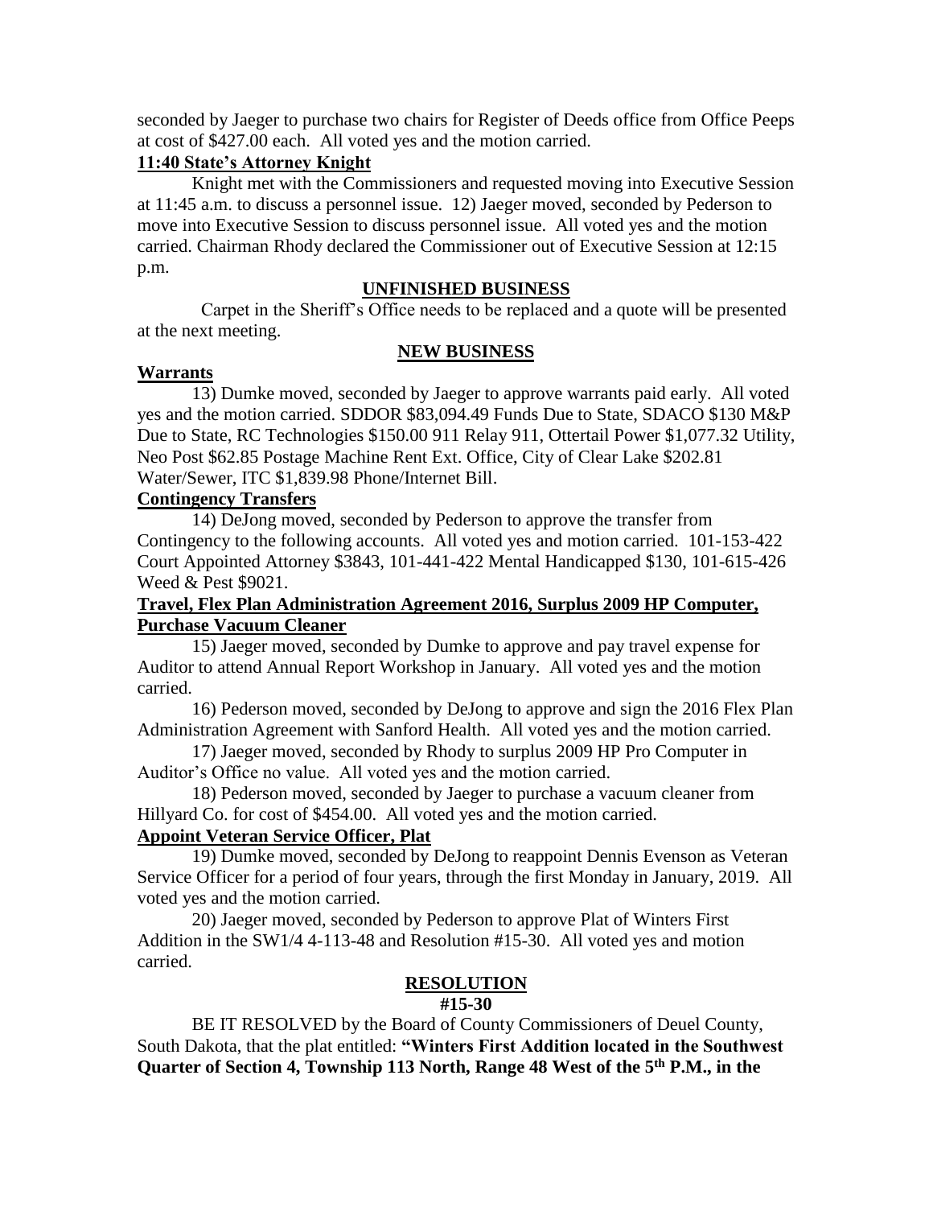seconded by Jaeger to purchase two chairs for Register of Deeds office from Office Peeps at cost of $427.00 each. All voted yes and the motion carried.

**11:40 State's Attorney Knight**

Knight met with the Commissioners and requested moving into Executive Session at 11:45 a.m. to discuss a personnel issue. 12) Jaeger moved, seconded by Pederson to move into Executive Session to discuss personnel issue. All voted yes and the motion carried. Chairman Rhody declared the Commissioner out of Executive Session at 12:15 p.m.

**UNFINISHED BUSINESS**

Carpet in the Sheriff's Office needs to be replaced and a quote will be presented at the next meeting.

**NEW BUSINESS**

**Warrants**

13) Dumke moved, seconded by Jaeger to approve warrants paid early. All voted yes and the motion carried. SDDOR $83,094.49 Funds Due to State, SDACO $130 M&P Due to State, RC Technologies $150.00 911 Relay 911, Ottertail Power $1,077.32 Utility, Neo Post $62.85 Postage Machine Rent Ext. Office, City of Clear Lake $202.81 Water/Sewer, ITC $1,839.98 Phone/Internet Bill.

**Contingency Transfers**

14) DeJong moved, seconded by Pederson to approve the transfer from Contingency to the following accounts. All voted yes and motion carried. 101-153-422 Court Appointed Attorney $3843, 101-441-422 Mental Handicapped $130, 101-615-426 Weed & Pest $9021.

**Travel, Flex Plan Administration Agreement 2016, Surplus 2009 HP Computer, Purchase Vacuum Cleaner**

15) Jaeger moved, seconded by Dumke to approve and pay travel expense for Auditor to attend Annual Report Workshop in January. All voted yes and the motion carried.

16) Pederson moved, seconded by DeJong to approve and sign the 2016 Flex Plan Administration Agreement with Sanford Health. All voted yes and the motion carried.

17) Jaeger moved, seconded by Rhody to surplus 2009 HP Pro Computer in Auditor's Office no value. All voted yes and the motion carried.

18) Pederson moved, seconded by Jaeger to purchase a vacuum cleaner from Hillyard Co. for cost of $454.00. All voted yes and the motion carried.

**Appoint Veteran Service Officer, Plat**

19) Dumke moved, seconded by DeJong to reappoint Dennis Evenson as Veteran Service Officer for a period of four years, through the first Monday in January, 2019. All voted yes and the motion carried.

20) Jaeger moved, seconded by Pederson to approve Plat of Winters First Addition in the SW1/4 4-113-48 and Resolution #15-30. All voted yes and motion carried.

**RESOLUTION**

**#15-30**

BE IT RESOLVED by the Board of County Commissioners of Deuel County, South Dakota, that the plat entitled: **"Winters First Addition located in the Southwest Quarter of Section 4, Township 113 North, Range 48 West of the 5th P.M., in the**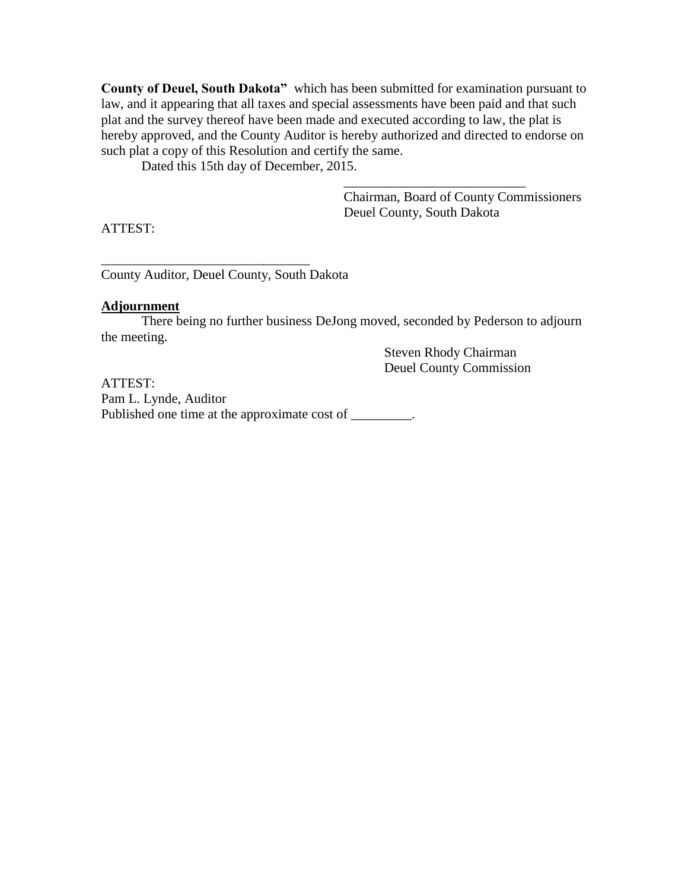**County of Deuel, South Dakota"** which has been submitted for examination pursuant to law, and it appearing that all taxes and special assessments have been paid and that such plat and the survey thereof have been made and executed according to law, the plat is hereby approved, and the County Auditor is hereby authorized and directed to endorse on such plat a copy of this Resolution and certify the same.

Dated this 15th day of December, 2015.

___________________________
Chairman, Board of County Commissioners
Deuel County, South Dakota

ATTEST:

_______________________________
County Auditor, Deuel County, South Dakota

**Adjournment**

There being no further business DeJong moved, seconded by Pederson to adjourn the meeting.

Steven Rhody Chairman
Deuel County Commission

ATTEST:
Pam L. Lynde, Auditor
Published one time at the approximate cost of _________.